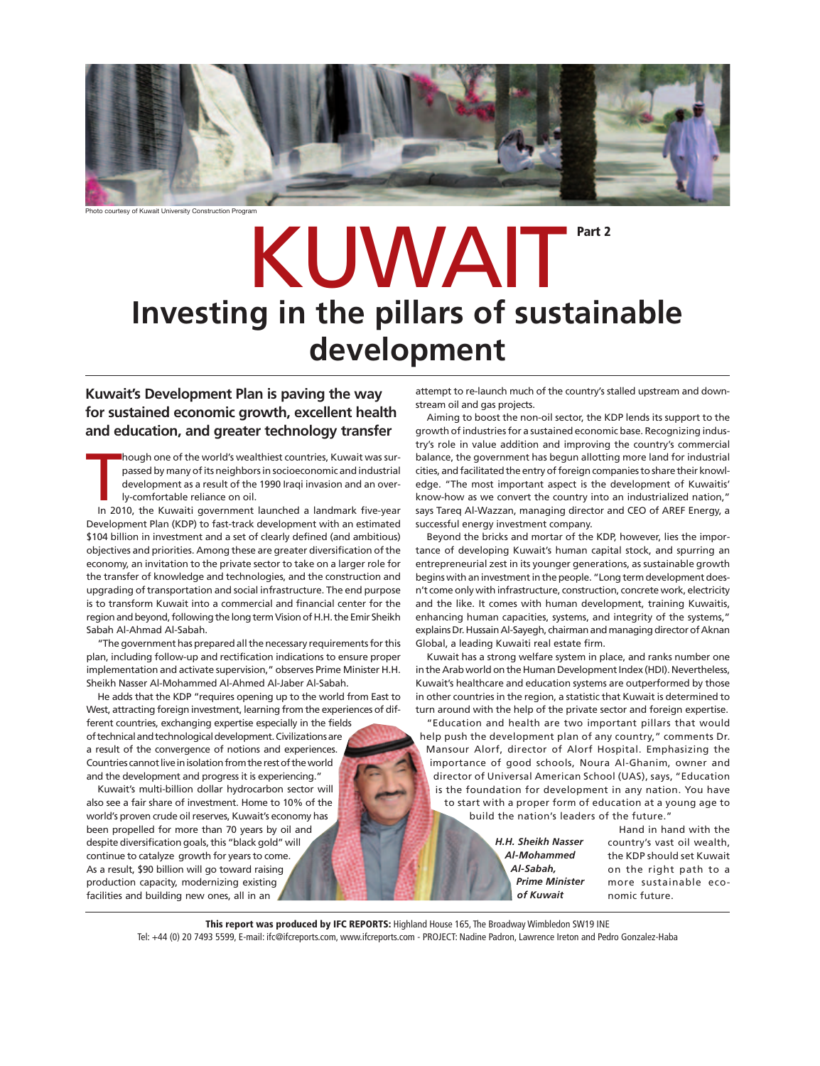Photo courtesy of Kuwait University Construction Program

# KUWAIT Part 2

# Investing in the pillars of sustainable development

**Kuwait's Development Plan is paving the way for sustained economic growth, excellent health and education, and greater technology transfer**

Though one of the world's wealthiest countries, Kuwait was surpassed by many of its neighbors in socioeconomic and industrial development as a result of the 1990 Iraqi invasion and an overly-comfortable reliance on oil.

In 2010, the Kuwaiti government launched a landmark five-year Development Plan (KDP) to fast-track development with an estimated $104 billion in investment and a set of clearly defined (and ambitious) objectives and priorities. Among these are greater diversification of the economy, an invitation to the private sector to take on a larger role for the transfer of knowledge and technologies, and the construction and upgrading of transportation and social infrastructure. The end purpose is to transform Kuwait into a commercial and financial center for the region and beyond, following the long term Vision of H.H. the Emir Sheikh Sabah Al-Ahmad Al-Sabah.

"The government has prepared all the necessary requirements for this plan, including follow-up and rectification indications to ensure proper implementation and activate supervision," observes Prime Minister H.H. Sheikh Nasser Al-Mohammed Al-Ahmed Al-Jaber Al-Sabah.

He adds that the KDP "requires opening up to the world from East to West, attracting foreign investment, learning from the experiences of different countries, exchanging expertise especially in the fields of technical and technological development. Civilizations are a result of the convergence of notions and experiences. Countries cannot live in isolation from the rest of the world and the development and progress it is experiencing."

Kuwait's multi-billion dollar hydrocarbon sector will also see a fair share of investment. Home to 10% of the world's proven crude oil reserves, Kuwait's economy has been propelled for more than 70 years by oil and despite diversification goals, this "black gold" will continue to catalyze growth for years to come. As a result, $90 billion will go toward raising production capacity, modernizing existing facilities and building new ones, all in an attempt to re-launch much of the country's stalled upstream and downstream oil and gas projects.

Aiming to boost the non-oil sector, the KDP lends its support to the growth of industries for a sustained economic base. Recognizing industry's role in value addition and improving the country's commercial balance, the government has begun allotting more land for industrial cities, and facilitated the entry of foreign companies to share their knowledge. "The most important aspect is the development of Kuwaitis' know-how as we convert the country into an industrialized nation," says Tareq Al-Wazzan, managing director and CEO of AREF Energy, a successful energy investment company.

Beyond the bricks and mortar of the KDP, however, lies the importance of developing Kuwait's human capital stock, and spurring an entrepreneurial zest in its younger generations, as sustainable growth begins with an investment in the people. "Long term development doesn't come only with infrastructure, construction, concrete work, electricity and the like. It comes with human development, training Kuwaitis, enhancing human capacities, systems, and integrity of the systems," explains Dr. Hussain Al-Sayegh, chairman and managing director of Aknan Global, a leading Kuwaiti real estate firm.

Kuwait has a strong welfare system in place, and ranks number one in the Arab world on the Human Development Index (HDI). Nevertheless, Kuwait's healthcare and education systems are outperformed by those in other countries in the region, a statistic that Kuwait is determined to turn around with the help of the private sector and foreign expertise.

"Education and health are two important pillars that would help push the development plan of any country," comments Dr. Mansour Alorf, director of Alorf Hospital. Emphasizing the importance of good schools, Noura Al-Ghanim, owner and director of Universal American School (UAS), says, "Education is the foundation for development in any nation. You have to start with a proper form of education at a young age to build the nation's leaders of the future."

Hand in hand with the country's vast oil wealth, the KDP should set Kuwait on the right path to a more sustainable economic future.

***H.H. Sheikh Nasser Al-Mohammed Al-Sabah, Prime Minister of Kuwait***

**This report was produced by IFC REPORTS:** Highland House 165, The Broadway Wimbledon SW19 INE
Tel: +44 (0) 20 7493 5599, E-mail: ifc@ifcreports.com, www.ifcreports.com - PROJECT: Nadine Padron, Lawrence Ireton and Pedro Gonzalez-Haba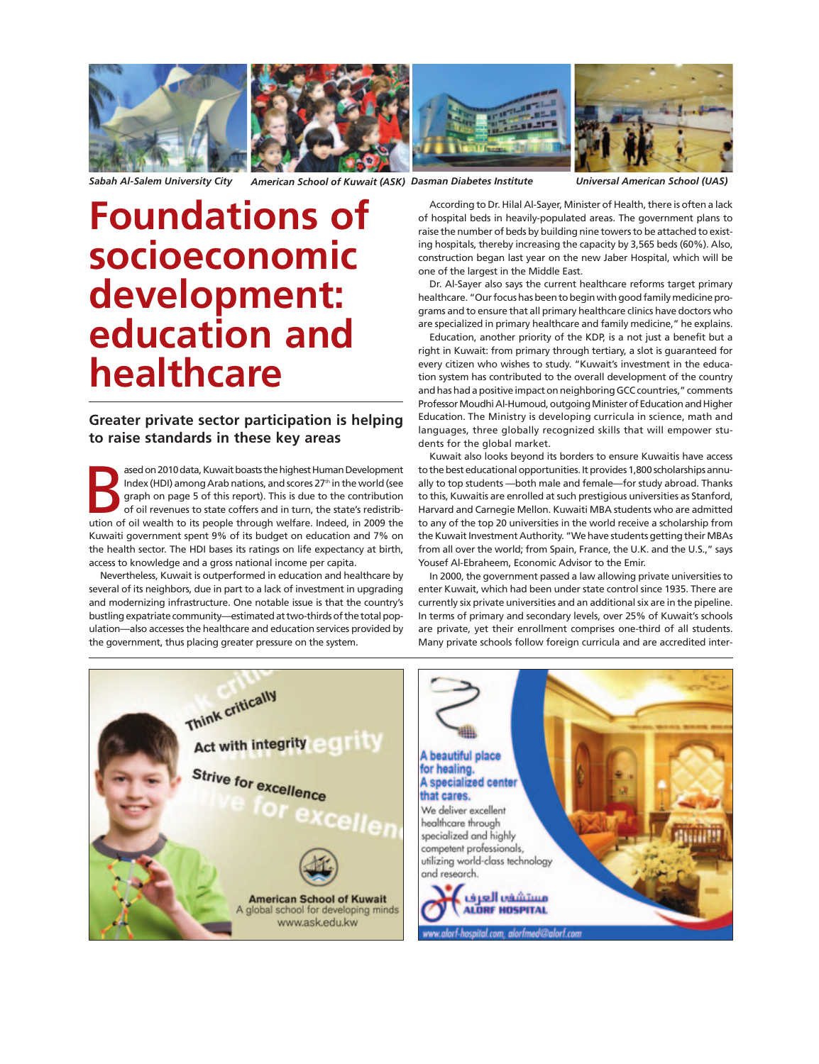*Sabah Al-Salem University City* *American School of Kuwait (ASK)* *Dasman Diabetes Institute* *Universal American School (UAS)*

# Foundations of socioeconomic development: education and healthcare

## Greater private sector participation is helping to raise standards in these key areas

Based on 2010 data, Kuwait boasts the highest Human Development Index (HDI) among Arab nations, and scores 27th in the world (see graph on page 5 of this report). This is due to the contribution of oil revenues to state coffers and in turn, the state's redistribution of oil wealth to its people through welfare. Indeed, in 2009 the Kuwaiti government spent 9% of its budget on education and 7% on the health sector. The HDI bases its ratings on life expectancy at birth, access to knowledge and a gross national income per capita.

Nevertheless, Kuwait is outperformed in education and healthcare by several of its neighbors, due in part to a lack of investment in upgrading and modernizing infrastructure. One notable issue is that the country's bustling expatriate community—estimated at two-thirds of the total population—also accesses the healthcare and education services provided by the government, thus placing greater pressure on the system.

According to Dr. Hilal Al-Sayer, Minister of Health, there is often a lack of hospital beds in heavily-populated areas. The government plans to raise the number of beds by building nine towers to be attached to existing hospitals, thereby increasing the capacity by 3,565 beds (60%). Also, construction began last year on the new Jaber Hospital, which will be one of the largest in the Middle East.

Dr. Al-Sayer also says the current healthcare reforms target primary healthcare. "Our focus has been to begin with good family medicine programs and to ensure that all primary healthcare clinics have doctors who are specialized in primary healthcare and family medicine," he explains.

Education, another priority of the KDP, is a not just a benefit but a right in Kuwait: from primary through tertiary, a slot is guaranteed for every citizen who wishes to study. "Kuwait's investment in the education system has contributed to the overall development of the country and has had a positive impact on neighboring GCC countries," comments Professor Moudhi Al-Humoud, outgoing Minister of Education and Higher Education. The Ministry is developing curricula in science, math and languages, three globally recognized skills that will empower students for the global market.

Kuwait also looks beyond its borders to ensure Kuwaitis have access to the best educational opportunities. It provides 1,800 scholarships annually to top students —both male and female—for study abroad. Thanks to this, Kuwaitis are enrolled at such prestigious universities as Stanford, Harvard and Carnegie Mellon. Kuwaiti MBA students who are admitted to any of the top 20 universities in the world receive a scholarship from the Kuwait Investment Authority. "We have students getting their MBAs from all over the world; from Spain, France, the U.K. and the U.S.," says Yousef Al-Ebraheem, Economic Advisor to the Emir.

In 2000, the government passed a law allowing private universities to enter Kuwait, which had been under state control since 1935. There are currently six private universities and an additional six are in the pipeline. In terms of primary and secondary levels, over 25% of Kuwait's schools are private, yet their enrollment comprises one-third of all students. Many private schools follow foreign curricula and are accredited inter-

Think critically
Act with integrity
Strive for excellence

American School of Kuwait
A global school for developing minds
www.ask.edu.kw

A beautiful place for healing.
A specialized center that cares.
We deliver excellent healthcare through specialized and highly competent professionals, utilizing world-class technology and research.

مستشفى العرف
ALORF HOSPITAL

www.alorf-hospital.com, alorfmed@alorf.com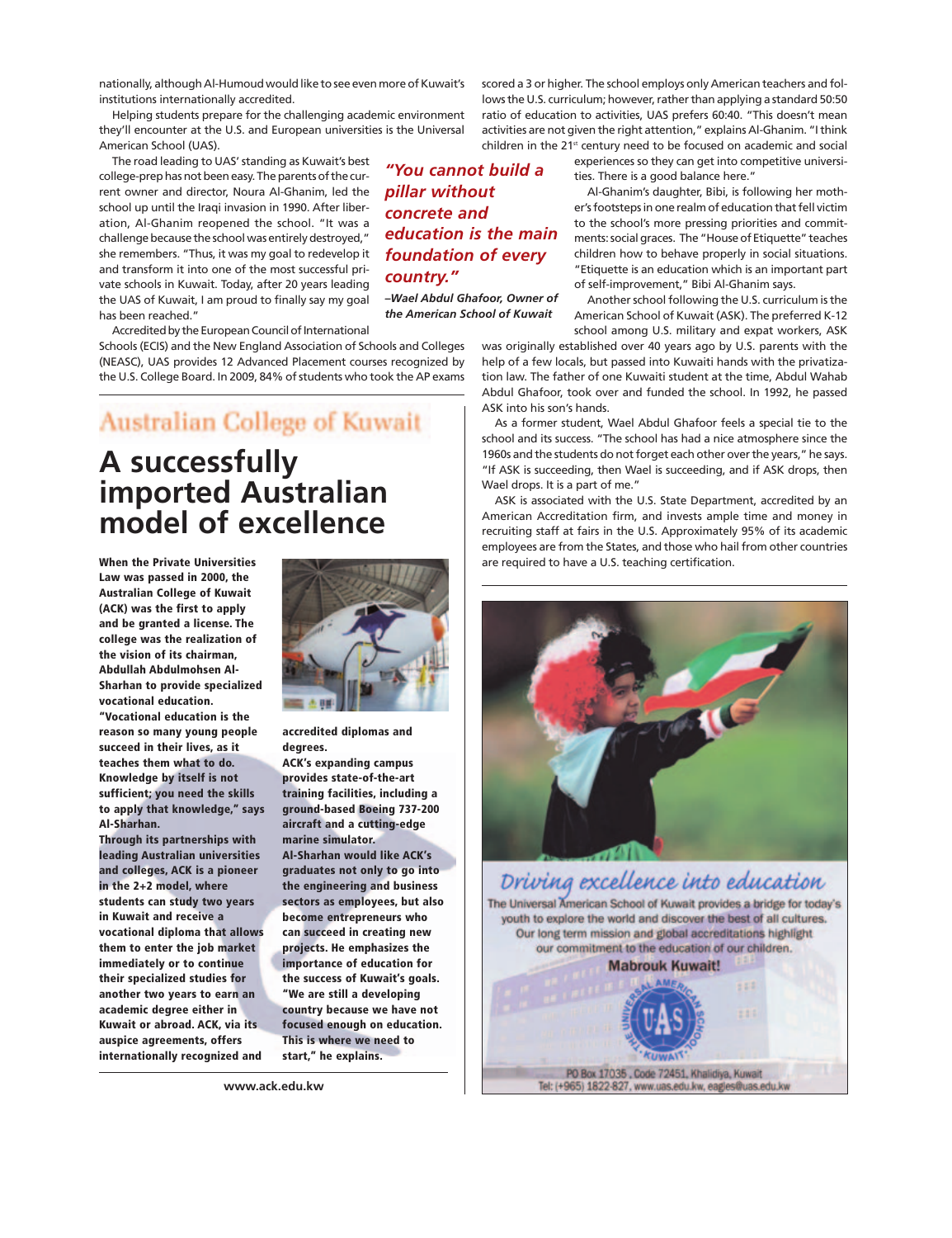nationally, although Al-Humoud would like to see even more of Kuwait's institutions internationally accredited.

Helping students prepare for the challenging academic environment they'll encounter at the U.S. and European universities is the Universal American School (UAS).

The road leading to UAS' standing as Kuwait's best college-prep has not been easy. The parents of the current owner and director, Noura Al-Ghanim, led the school up until the Iraqi invasion in 1990. After liberation, Al-Ghanim reopened the school. "It was a challenge because the school was entirely destroyed," she remembers. "Thus, it was my goal to redevelop it and transform it into one of the most successful private schools in Kuwait. Today, after 20 years leading the UAS of Kuwait, I am proud to finally say my goal has been reached."

Accredited by the European Council of International Schools (ECIS) and the New England Association of Schools and Colleges (NEASC), UAS provides 12 Advanced Placement courses recognized by the U.S. College Board. In 2009, 84% of students who took the AP exams scored a 3 or higher. The school employs only American teachers and follows the U.S. curriculum; however, rather than applying a standard 50:50 ratio of education to activities, UAS prefers 60:40. "This doesn't mean activities are not given the right attention," explains Al-Ghanim. "I think children in the 21st century need to be focused on academic and social experiences so they can get into competitive universities. There is a good balance here."

*"You cannot build a pillar without concrete and education is the main foundation of every country."*

*–Wael Abdul Ghafoor, Owner of the American School of Kuwait*

Al-Ghanim's daughter, Bibi, is following her mother's footsteps in one realm of education that fell victim to the school's more pressing priorities and commitments: social graces. The "House of Etiquette" teaches children how to behave properly in social situations. "Etiquette is an education which is an important part of self-improvement," Bibi Al-Ghanim says.

Another school following the U.S. curriculum is the American School of Kuwait (ASK). The preferred K-12 school among U.S. military and expat workers, ASK was originally established over 40 years ago by U.S. parents with the help of a few locals, but passed into Kuwaiti hands with the privatization law. The father of one Kuwaiti student at the time, Abdul Wahab Abdul Ghafoor, took over and funded the school. In 1992, he passed ASK into his son's hands.

As a former student, Wael Abdul Ghafoor feels a special tie to the school and its success. "The school has had a nice atmosphere since the 1960s and the students do not forget each other over the years," he says. "If ASK is succeeding, then Wael is succeeding, and if ASK drops, then Wael drops. It is a part of me."

ASK is associated with the U.S. State Department, accredited by an American Accreditation firm, and invests ample time and money in recruiting staff at fairs in the U.S. Approximately 95% of its academic employees are from the States, and those who hail from other countries are required to have a U.S. teaching certification.

---

## Australian College of Kuwait

# A successfully imported Australian model of excellence

**When the Private Universities Law was passed in 2000, the Australian College of Kuwait (ACK) was the first to apply and be granted a license. The college was the realization of the vision of its chairman, Abdullah Abdulmohsen Al-Sharhan to provide specialized vocational education. "Vocational education is the reason so many young people succeed in their lives, as it teaches them what to do. Knowledge by itself is not sufficient; you need the skills to apply that knowledge," says Al-Sharhan.**

**Through its partnerships with leading Australian universities and colleges, ACK is a pioneer in the 2+2 model, where students can study two years in Kuwait and receive a vocational diploma that allows them to enter the job market immediately or to continue their specialized studies for another two years to earn an academic degree either in Kuwait or abroad. ACK, via its auspice agreements, offers internationally recognized and accredited diplomas and degrees.**

**ACK's expanding campus provides state-of-the-art training facilities, including a ground-based Boeing 737-200 aircraft and a cutting-edge marine simulator.**

**Al-Sharhan would like ACK's graduates not only to go into the engineering and business sectors as employees, but also become entrepreneurs who can succeed in creating new projects. He emphasizes the importance of education for the success of Kuwait's goals. "We are still a developing country because we have not focused enough on education. This is where we need to start," he explains.**

www.ack.edu.kw

---

Driving excellence into education

The Universal American School of Kuwait provides a bridge for today's youth to explore the world and discover the best of all cultures. Our long term mission and global accreditations highlight our commitment to the education of our children.

**Mabrouk Kuwait!**

PO Box 17035, Code 72451, Khalidiya, Kuwait
Tel: (+965) 1822-827, www.uas.edu.kw, eagles@uas.edu.kw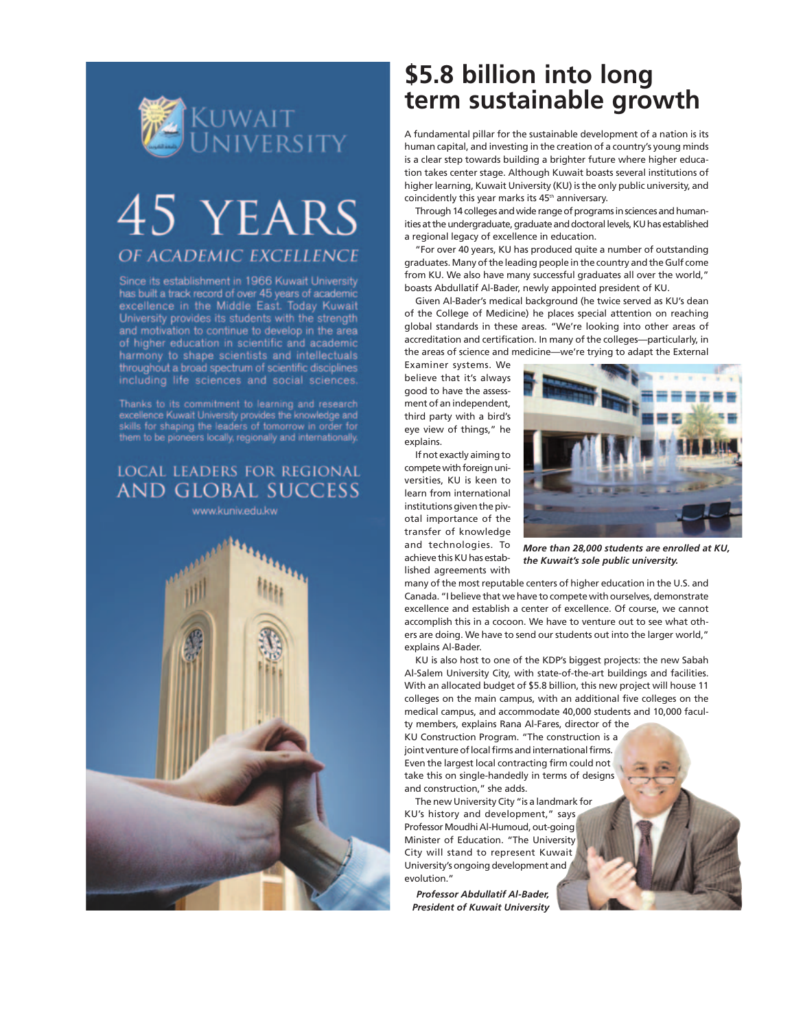# $5.8 billion into long term sustainable growth

A fundamental pillar for the sustainable development of a nation is its human capital, and investing in the creation of a country's young minds is a clear step towards building a brighter future where higher education takes center stage. Although Kuwait boasts several institutions of higher learning, Kuwait University (KU) is the only public university, and coincidently this year marks its 45th anniversary.

Through 14 colleges and wide range of programs in sciences and humanities at the undergraduate, graduate and doctoral levels, KU has established a regional legacy of excellence in education.

"For over 40 years, KU has produced quite a number of outstanding graduates. Many of the leading people in the country and the Gulf come from KU. We also have many successful graduates all over the world," boasts Abdullatif Al-Bader, newly appointed president of KU.

Given Al-Bader's medical background (he twice served as KU's dean of the College of Medicine) he places special attention on reaching global standards in these areas. "We're looking into other areas of accreditation and certification. In many of the colleges—particularly, in the areas of science and medicine—we're trying to adapt the External Examiner systems. We believe that it's always good to have the assessment of an independent, third party with a bird's eye view of things," he explains.

If not exactly aiming to compete with foreign universities, KU is keen to learn from international institutions given the pivotal importance of the transfer of knowledge and technologies. To achieve this KU has established agreements with many of the most reputable centers of higher education in the U.S. and Canada. "I believe that we have to compete with ourselves, demonstrate excellence and establish a center of excellence. Of course, we cannot accomplish this in a cocoon. We have to venture out to see what others are doing. We have to send our students out into the larger world," explains Al-Bader.

*More than 28,000 students are enrolled at KU, the Kuwait's sole public university.*

KU is also host to one of the KDP's biggest projects: the new Sabah Al-Salem University City, with state-of-the-art buildings and facilities. With an allocated budget of $5.8 billion, this new project will house 11 colleges on the main campus, with an additional five colleges on the medical campus, and accommodate 40,000 students and 10,000 faculty members, explains Rana Al-Fares, director of the KU Construction Program. "The construction is a joint venture of local firms and international firms. Even the largest local contracting firm could not take this on single-handedly in terms of designs and construction," she adds.

The new University City "is a landmark for KU's history and development," says Professor Moudhi Al-Humoud, out-going Minister of Education. "The University City will stand to represent Kuwait University's ongoing development and evolution."

*Professor Abdullatif Al-Bader, President of Kuwait University*

---

KUWAIT UNIVERSITY

# 45 YEARS

## OF ACADEMIC EXCELLENCE

Since its establishment in 1966 Kuwait University has built a track record of over 45 years of academic excellence in the Middle East. Today Kuwait University provides its students with the strength and motivation to continue to develop in the area of higher education in scientific and academic harmony to shape scientists and intellectuals throughout a broad spectrum of scientific disciplines including life sciences and social sciences.

Thanks to its commitment to learning and research excellence Kuwait University provides the knowledge and skills for shaping the leaders of tomorrow in order for them to be pioneers locally, regionally and internationally.

LOCAL LEADERS FOR REGIONAL AND GLOBAL SUCCESS

www.kuniv.edu.kw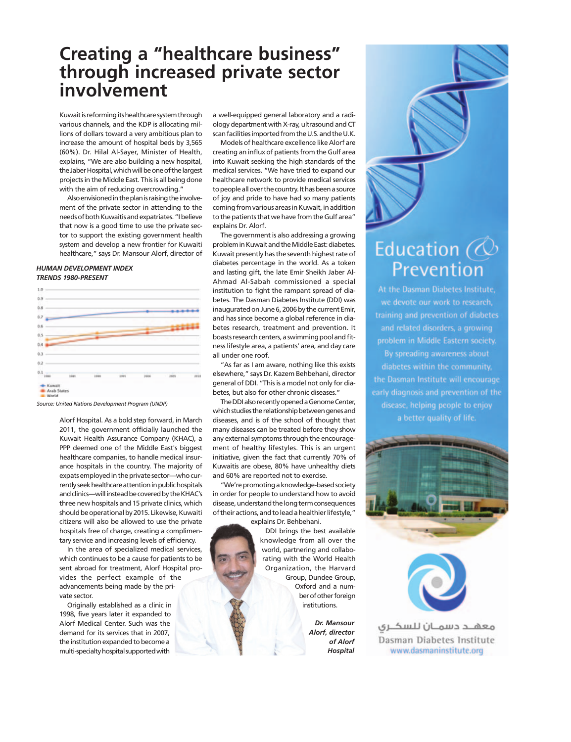# Creating a "healthcare business" through increased private sector involvement

Kuwait is reforming its healthcare system through various channels, and the KDP is allocating millions of dollars toward a very ambitious plan to increase the amount of hospital beds by 3,565 (60%). Dr. Hilal Al-Sayer, Minister of Health, explains, "We are also building a new hospital, the Jaber Hospital, which will be one of the largest projects in the Middle East. This is all being done with the aim of reducing overcrowding."

Also envisioned in the plan is raising the involvement of the private sector in attending to the needs of both Kuwaitis and expatriates. "I believe that now is a good time to use the private sector to support the existing government health system and develop a new frontier for Kuwaiti healthcare," says Dr. Mansour Alorf, director of Alorf Hospital. As a bold step forward, in March 2011, the government officially launched the Kuwait Health Assurance Company (KHAC), a PPP deemed one of the Middle East's biggest healthcare companies, to handle medical insurance hospitals in the country. The majority of expats employed in the private sector—who currently seek healthcare attention in public hospitals and clinics—will instead be covered by the KHAC's three new hospitals and 15 private clinics, which should be operational by 2015. Likewise, Kuwaiti citizens will also be allowed to use the private hospitals free of charge, creating a complimentary service and increasing levels of efficiency.

**_HUMAN DEVELOPMENT INDEX TRENDS 1980-PRESENT_**

*Source: United Nations Development Program (UNDP)*

In the area of specialized medical services, which continues to be a cause for patients to be sent abroad for treatment, Alorf Hospital provides the perfect example of the advancements being made by the private sector.

Originally established as a clinic in 1998, five years later it expanded to Alorf Medical Center. Such was the demand for its services that in 2007, the institution expanded to become a multi-specialty hospital supported with a well-equipped general laboratory and a radiology department with X-ray, ultrasound and CT scan facilities imported from the U.S. and the U.K.

Models of healthcare excellence like Alorf are creating an influx of patients from the Gulf area into Kuwait seeking the high standards of the medical services. "We have tried to expand our healthcare network to provide medical services to people all over the country. It has been a source of joy and pride to have had so many patients coming from various areas in Kuwait, in addition to the patients that we have from the Gulf area" explains Dr. Alorf.

The government is also addressing a growing problem in Kuwait and the Middle East: diabetes. Kuwait presently has the seventh highest rate of diabetes percentage in the world. As a token and lasting gift, the late Emir Sheikh Jaber Al-Ahmad Al-Sabah commissioned a special institution to fight the rampant spread of diabetes. The Dasman Diabetes Institute (DDI) was inaugurated on June 6, 2006 by the current Emir, and has since become a global reference in diabetes research, treatment and prevention. It boasts research centers, a swimming pool and fitness lifestyle area, a patients' area, and day care all under one roof.

"As far as I am aware, nothing like this exists elsewhere," says Dr. Kazem Behbehani, director general of DDI. "This is a model not only for diabetes, but also for other chronic diseases."

The DDI also recently opened a Genome Center, which studies the relationship between genes and diseases, and is of the school of thought that many diseases can be treated before they show any external symptoms through the encouragement of healthy lifestyles. This is an urgent initiative, given the fact that currently 70% of Kuwaitis are obese, 80% have unhealthy diets and 60% are reported not to exercise.

"We're promoting a knowledge-based society in order for people to understand how to avoid disease, understand the long term consequences of their actions, and to lead a healthier lifestyle," explains Dr. Behbehani.

DDI brings the best available knowledge from all over the world, partnering and collaborating with the World Health Organization, the Harvard Group, Dundee Group, Oxford and a number of other foreign institutions.

***Dr. Mansour Alorf, director of Alorf Hospital***

## Education & Prevention

At the Dasman Diabetes Institute, we devote our work to research, training and prevention of diabetes and related disorders, a growing problem in Middle Eastern society. By spreading awareness about diabetes within the community, the Dasman Diabetes Institute will encourage early diagnosis and prevention of the disease, helping people to enjoy a better quality of life.

معهد دسمان للسكري

Dasman Diabetes Institute

www.dasmaninstitute.org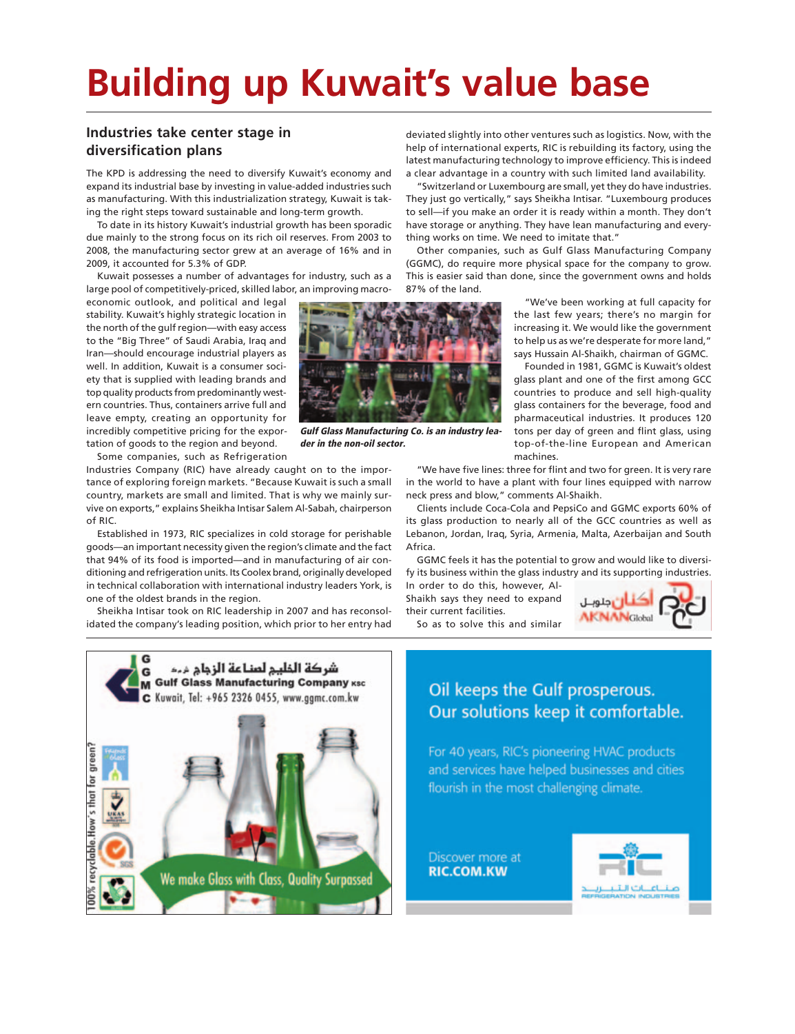# Building up Kuwait's value base

## Industries take center stage in diversification plans

The KPD is addressing the need to diversify Kuwait's economy and expand its industrial base by investing in value-added industries such as manufacturing. With this industrialization strategy, Kuwait is taking the right steps toward sustainable and long-term growth.

To date in its history Kuwait's industrial growth has been sporadic due mainly to the strong focus on its rich oil reserves. From 2003 to 2008, the manufacturing sector grew at an average of 16% and in 2009, it accounted for 5.3% of GDP.

Kuwait possesses a number of advantages for industry, such as a large pool of competitively-priced, skilled labor, an improving macroeconomic outlook, and political and legal stability. Kuwait's highly strategic location in the north of the gulf region—with easy access to the "Big Three" of Saudi Arabia, Iraq and Iran—should encourage industrial players as well. In addition, Kuwait is a consumer society that is supplied with leading brands and top quality products from predominantly western countries. Thus, containers arrive full and leave empty, creating an opportunity for incredibly competitive pricing for the exportation of goods to the region and beyond.

*Gulf Glass Manufacturing Co. is an industry leader in the non-oil sector.*

Some companies, such as Refrigeration Industries Company (RIC) have already caught on to the importance of exploring foreign markets. "Because Kuwait is such a small country, markets are small and limited. That is why we mainly survive on exports," explains Sheikha Intisar Salem Al-Sabah, chairperson of RIC.

Established in 1973, RIC specializes in cold storage for perishable goods—an important necessity given the region's climate and the fact that 94% of its food is imported—and in manufacturing of air conditioning and refrigeration units. Its Coolex brand, originally developed in technical collaboration with international industry leaders York, is one of the oldest brands in the region.

Sheikha Intisar took on RIC leadership in 2007 and has reconsolidated the company's leading position, which prior to her entry had deviated slightly into other ventures such as logistics. Now, with the help of international experts, RIC is rebuilding its factory, using the latest manufacturing technology to improve efficiency. This is indeed a clear advantage in a country with such limited land availability.

"Switzerland or Luxembourg are small, yet they do have industries. They just go vertically," says Sheikha Intisar. "Luxembourg produces to sell—if you make an order it is ready within a month. They don't have storage or anything. They have lean manufacturing and everything works on time. We need to imitate that."

Other companies, such as Gulf Glass Manufacturing Company (GGMC), do require more physical space for the company to grow. This is easier said than done, since the government owns and holds 87% of the land.

"We've been working at full capacity for the last few years; there's no margin for increasing it. We would like the government to help us as we're desperate for more land," says Hussain Al-Shaikh, chairman of GGMC.

Founded in 1981, GGMC is Kuwait's oldest glass plant and one of the first among GCC countries to produce and sell high-quality glass containers for the beverage, food and pharmaceutical industries. It produces 120 tons per day of green and flint glass, using top-of-the-line European and American machines.

"We have five lines: three for flint and two for green. It is very rare in the world to have a plant with four lines equipped with narrow neck press and blow," comments Al-Shaikh.

Clients include Coca-Cola and PepsiCo and GGMC exports 60% of its glass production to nearly all of the GCC countries as well as Lebanon, Jordan, Iraq, Syria, Armenia, Malta, Azerbaijan and South Africa.

GGMC feels it has the potential to grow and would like to diversify its business within the glass industry and its supporting industries. In order to do this, however, Al-Shaikh says they need to expand their current facilities.

So as to solve this and similar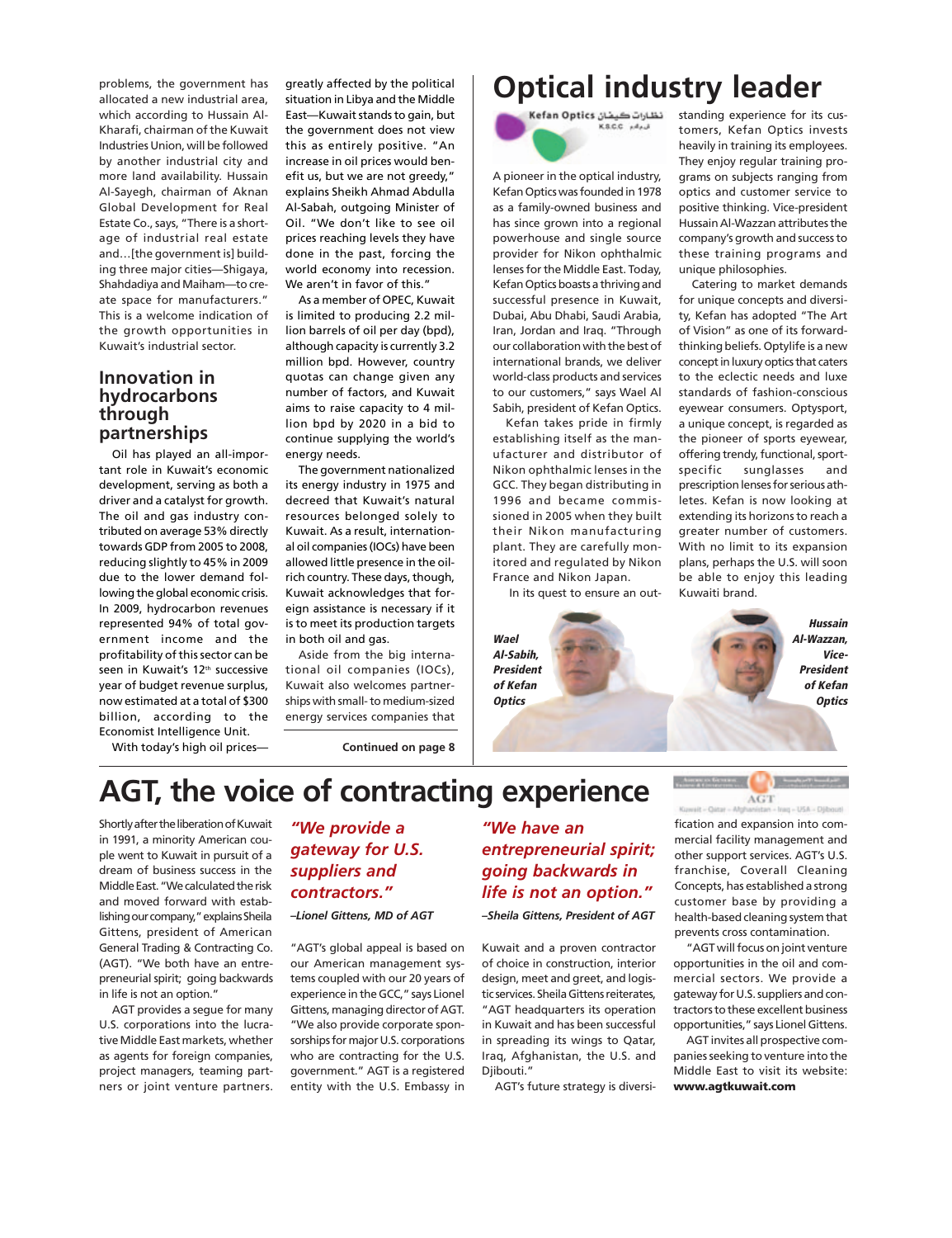problems, the government has allocated a new industrial area, which according to Hussain Al-Kharafi, chairman of the Kuwait Industries Union, will be followed by another industrial city and more land availability. Hussain Al-Sayegh, chairman of Aknan Global Development for Real Estate Co., says, "There is a shortage of industrial real estate and…[the government is] building three major cities—Shigaya, Shahdadiya and Maiham—to create space for manufacturers." This is a welcome indication of the growth opportunities in Kuwait's industrial sector.

## Innovation in hydrocarbons through partnerships

Oil has played an all-important role in Kuwait's economic development, serving as both a driver and a catalyst for growth. The oil and gas industry contributed on average 53% directly towards GDP from 2005 to 2008, reducing slightly to 45% in 2009 due to the lower demand following the global economic crisis. In 2009, hydrocarbon revenues represented 94% of total government income and the profitability of this sector can be seen in Kuwait's 12th successive year of budget revenue surplus, now estimated at a total of $300 billion, according to the Economist Intelligence Unit.

With today's high oil prices—greatly affected by the political situation in Libya and the Middle East—Kuwait stands to gain, but the government does not view this as entirely positive. "An increase in oil prices would benefit us, but we are not greedy," explains Sheikh Ahmad Abdulla Al-Sabah, outgoing Minister of Oil. "We don't like to see oil prices reaching levels they have done in the past, forcing the world economy into recession. We aren't in favor of this."

As a member of OPEC, Kuwait is limited to producing 2.2 million barrels of oil per day (bpd), although capacity is currently 3.2 million bpd. However, country quotas can change given any number of factors, and Kuwait aims to raise capacity to 4 million bpd by 2020 in a bid to continue supplying the world's energy needs.

The government nationalized its energy industry in 1975 and decreed that Kuwait's natural resources belonged solely to Kuwait. As a result, international oil companies (IOCs) have been allowed little presence in the oil-rich country. These days, though, Kuwait acknowledges that foreign assistance is necessary if it is to meet its production targets in both oil and gas.

Aside from the big international oil companies (IOCs), Kuwait also welcomes partnerships with small- to medium-sized energy services companies that

**Continued on page 8**

# Optical industry leader

Kefan Optics نظارات كيفان K.S.C.C ش.م.ك.م

A pioneer in the optical industry, Kefan Optics was founded in 1978 as a family-owned business and has since grown into a regional powerhouse and single source provider for Nikon ophthalmic lenses for the Middle East. Today, Kefan Optics boasts a thriving and successful presence in Kuwait, Dubai, Abu Dhabi, Saudi Arabia, Iran, Jordan and Iraq. "Through our collaboration with the best of international brands, we deliver world-class products and services to our customers," says Wael Al Sabih, president of Kefan Optics.

Kefan takes pride in firmly establishing itself as the manufacturer and distributor of Nikon ophthalmic lenses in the GCC. They began distributing in 1996 and became commissioned in 2005 when they built their Nikon manufacturing plant. They are carefully monitored and regulated by Nikon France and Nikon Japan.

In its quest to ensure an outstanding experience for its customers, Kefan Optics invests heavily in training its employees. They enjoy regular training programs on subjects ranging from optics and customer service to positive thinking. Vice-president Hussain Al-Wazzan attributes the company's growth and success to these training programs and unique philosophies.

Catering to market demands for unique concepts and diversity, Kefan has adopted "The Art of Vision" as one of its forward-thinking beliefs. Optylife is a new concept in luxury optics that caters to the eclectic needs and luxe standards of fashion-conscious eyewear consumers. Optysport, a unique concept, is regarded as the pioneer of sports eyewear, offering trendy, functional, sport-specific sunglasses and prescription lenses for serious athletes. Kefan is now looking at extending its horizons to reach a greater number of customers. With no limit to its expansion plans, perhaps the U.S. will soon be able to enjoy this leading Kuwaiti brand.

***Wael Al-Sabih, President of Kefan Optics***

***Hussain Al-Wazzan, Vice-President of Kefan Optics***

# AGT, the voice of contracting experience

Shortly after the liberation of Kuwait in 1991, a minority American couple went to Kuwait in pursuit of a dream of business success in the Middle East. "We calculated the risk and moved forward with establishing our company," explains Sheila Gittens, president of American General Trading & Contracting Co. (AGT). "We both have an entrepreneurial spirit; going backwards in life is not an option."

AGT provides a segue for many U.S. corporations into the lucrative Middle East markets, whether as agents for foreign companies, project managers, teaming partners or joint venture partners.

***"We provide a gateway for U.S. suppliers and contractors."***

*–Lionel Gittens, MD of AGT*

"AGT's global appeal is based on our American management systems coupled with our 20 years of experience in the GCC," says Lionel Gittens, managing director of AGT. "We also provide corporate sponsorships for major U.S. corporations who are contracting for the U.S. government." AGT is a registered entity with the U.S. Embassy in Kuwait and a proven contractor of choice in construction, interior design, meet and greet, and logistic services. Sheila Gittens reiterates, "AGT headquarters its operation in Kuwait and has been successful in spreading its wings to Qatar, Iraq, Afghanistan, the U.S. and Djibouti."

***"We have an entrepreneurial spirit; going backwards in life is not an option."***

*–Sheila Gittens, President of AGT*

AGT's future strategy is diversification and expansion into commercial facility management and other support services. AGT's U.S. franchise, Coverall Cleaning Concepts, has established a strong customer base by providing a health-based cleaning system that prevents cross contamination.

"AGT will focus on joint venture opportunities in the oil and commercial sectors. We provide a gateway for U.S. suppliers and contractors to these excellent business opportunities," says Lionel Gittens.

AGT invites all prospective companies seeking to venture into the Middle East to visit its website: **www.agtkuwait.com**

AGT — Kuwait – Qatar – Afghanistan – Iraq – USA – Djibouti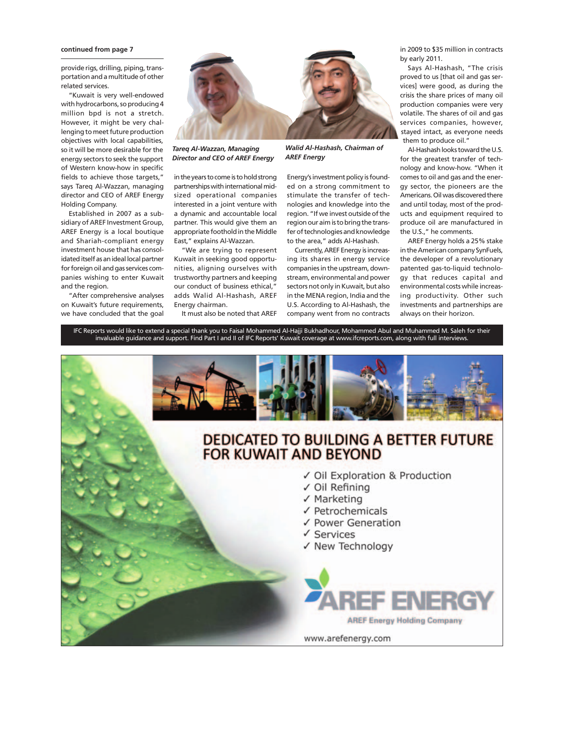**continued from page 7**

provide rigs, drilling, piping, transportation and a multitude of other related services.

"Kuwait is very well-endowed with hydrocarbons, so producing 4 million bpd is not a stretch. However, it might be very challenging to meet future production objectives with local capabilities, so it will be more desirable for the energy sectors to seek the support of Western know-how in specific fields to achieve those targets," says Tareq Al-Wazzan, managing director and CEO of AREF Energy Holding Company.

Established in 2007 as a subsidiary of AREF Investment Group, AREF Energy is a local boutique and Shariah-compliant energy investment house that has consolidated itself as an ideal local partner for foreign oil and gas services companies wishing to enter Kuwait and the region.

"After comprehensive analyses on Kuwait's future requirements, we have concluded that the goal in the years to come is to hold strong partnerships with international mid-sized operational companies interested in a joint venture with a dynamic and accountable local partner. This would give them an appropriate foothold in the Middle East," explains Al-Wazzan.

*Tareq Al-Wazzan, Managing Director and CEO of AREF Energy*

*Walid Al-Hashash, Chairman of AREF Energy*

"We are trying to represent Kuwait in seeking good opportunities, aligning ourselves with trustworthy partners and keeping our conduct of business ethical," adds Walid Al-Hashash, AREF Energy chairman.

It must also be noted that AREF Energy's investment policy is founded on a strong commitment to stimulate the transfer of technologies and knowledge into the region. "If we invest outside of the region our aim is to bring the transfer of technologies and knowledge to the area," adds Al-Hashash.

Currently, AREF Energy is increasing its shares in energy service companies in the upstream, downstream, environmental and power sectors not only in Kuwait, but also in the MENA region, India and the U.S. According to Al-Hashash, the company went from no contracts in 2009 to $35 million in contracts by early 2011.

Says Al-Hashash, "The crisis proved to us [that oil and gas services] were good, as during the crisis the share prices of many oil production companies were very volatile. The shares of oil and gas services companies, however, stayed intact, as everyone needs them to produce oil."

Al-Hashash looks toward the U.S. for the greatest transfer of technology and know-how. "When it comes to oil and gas and the energy sector, the pioneers are the Americans. Oil was discovered there and until today, most of the products and equipment required to produce oil are manufactured in the U.S.," he comments.

AREF Energy holds a 25% stake in the American company SynFuels, the developer of a revolutionary patented gas-to-liquid technology that reduces capital and environmental costs while increasing productivity. Other such investments and partnerships are always on their horizon.

IFC Reports would like to extend a special thank you to Faisal Mohammed Al-Hajji Bukhadhour, Mohammed Abul and Muhammed M. Saleh for their invaluable guidance and support. Find Part I and II of IFC Reports' Kuwait coverage at www.ifcreports.com, along with full interviews.

DEDICATED TO BUILDING A BETTER FUTURE FOR KUWAIT AND BEYOND

✓ Oil Exploration & Production
✓ Oil Refining
✓ Marketing
✓ Petrochemicals
✓ Power Generation
✓ Services
✓ New Technology

AREF ENERGY

AREF Energy Holding Company

www.arefenergy.com